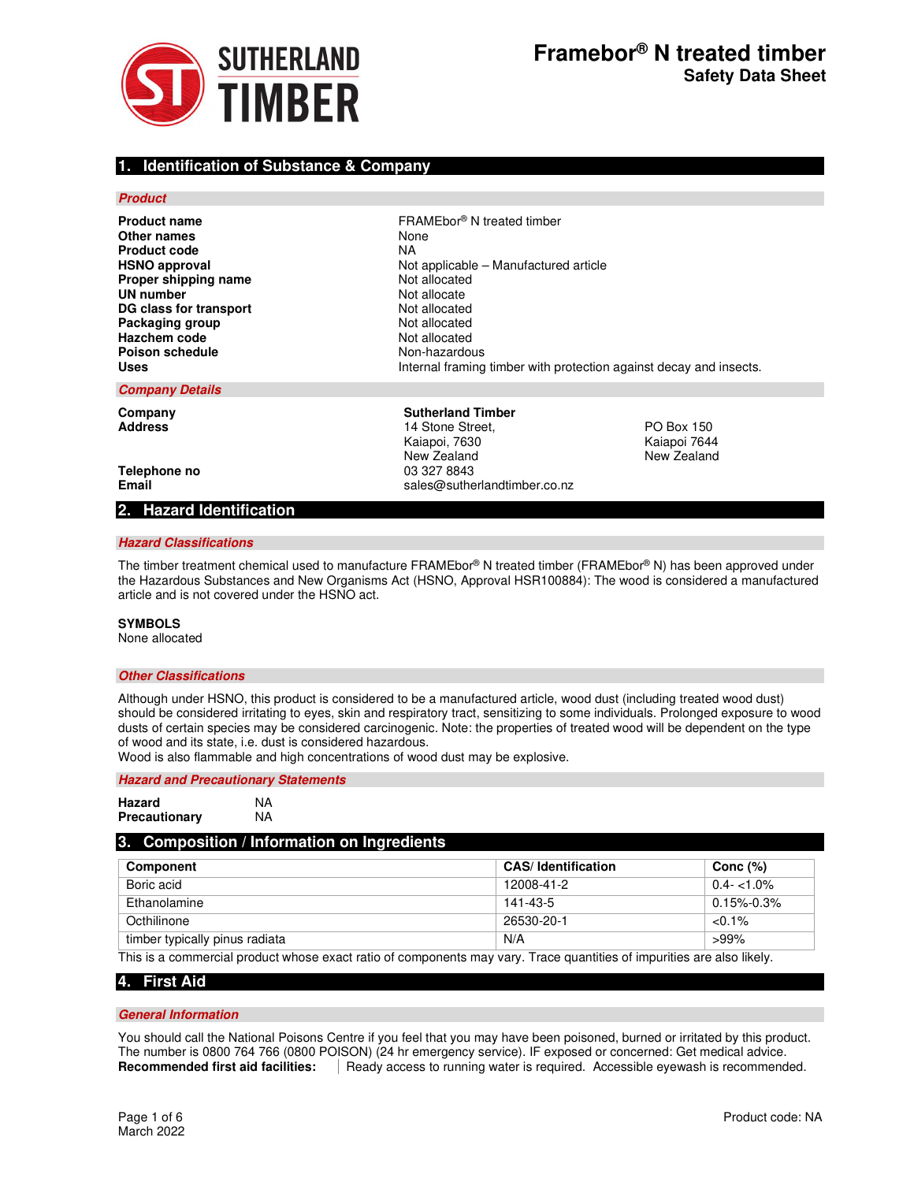# Framebor® N treated timber
## Safety Data Sheet

## 1. Identification of Substance & Company

### *Product*

| | |
|---|---|
| **Product name** | FRAMEbor® N treated timber |
| **Other names** | None |
| **Product code** | NA |
| **HSNO approval** | Not applicable – Manufactured article |
| **Proper shipping name** | Not allocated |
| **UN number** | Not allocate |
| **DG class for transport** | Not allocated |
| **Packaging group** | Not allocated |
| **Hazchem code** | Not allocated |
| **Poison schedule** | Non-hazardous |
| **Uses** | Internal framing timber with protection against decay and insects. |

### *Company Details*

| | | |
|---|---|---|
| **Company** | **Sutherland Timber** | |
| **Address** | 14 Stone Street,<br>Kaiapoi, 7630<br>New Zealand | PO Box 150<br>Kaiapoi 7644<br>New Zealand |
| **Telephone no** | 03 327 8843 | |
| **Email** | sales@sutherlandtimber.co.nz | |

## 2. Hazard Identification

### *Hazard Classifications*

The timber treatment chemical used to manufacture FRAMEbor® N treated timber (FRAMEbor® N) has been approved under the Hazardous Substances and New Organisms Act (HSNO, Approval HSR100884): The wood is considered a manufactured article and is not covered under the HSNO act.

**SYMBOLS**
None allocated

### *Other Classifications*

Although under HSNO, this product is considered to be a manufactured article, wood dust (including treated wood dust) should be considered irritating to eyes, skin and respiratory tract, sensitizing to some individuals. Prolonged exposure to wood dusts of certain species may be considered carcinogenic. Note: the properties of treated wood will be dependent on the type of wood and its state, i.e. dust is considered hazardous.
Wood is also flammable and high concentrations of wood dust may be explosive.

### *Hazard and Precautionary Statements*

| | |
|---|---|
| **Hazard** | NA |
| **Precautionary** | NA |

## 3. Composition / Information on Ingredients

| Component | CAS/ Identification | Conc (%) |
|---|---|---|
| Boric acid | 12008-41-2 | 0.4- <1.0% |
| Ethanolamine | 141-43-5 | 0.15%-0.3% |
| Octhilinone | 26530-20-1 | <0.1% |
| timber typically pinus radiata | N/A | >99% |

This is a commercial product whose exact ratio of components may vary. Trace quantities of impurities are also likely.

## 4. First Aid

### *General Information*

You should call the National Poisons Centre if you feel that you may have been poisoned, burned or irritated by this product. The number is 0800 764 766 (0800 POISON) (24 hr emergency service). IF exposed or concerned: Get medical advice.

**Recommended first aid facilities:** Ready access to running water is required. Accessible eyewash is recommended.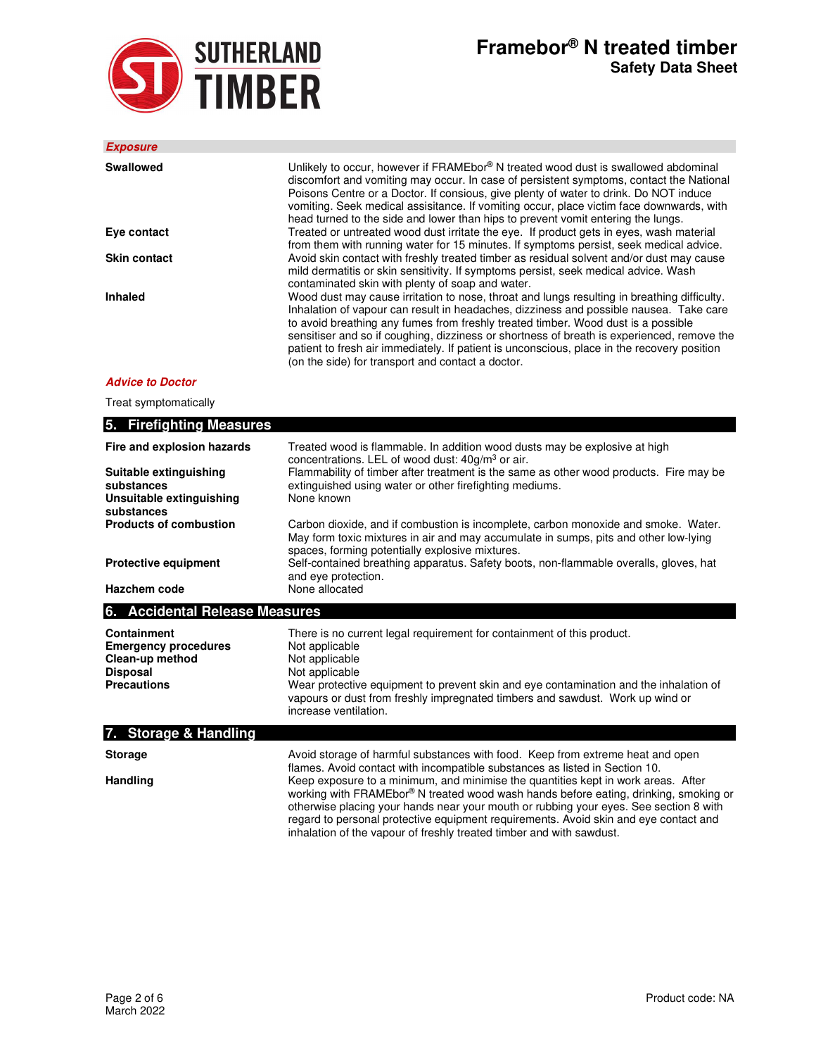### *Exposure*

| | |
|---|---|
| **Swallowed** | Unlikely to occur, however if FRAMEbor® N treated wood dust is swallowed abdominal discomfort and vomiting may occur. In case of persistent symptoms, contact the National Poisons Centre or a Doctor. If consious, give plenty of water to drink. Do NOT induce vomiting. Seek medical assisitance. If vomiting occur, place victim face downwards, with head turned to the side and lower than hips to prevent vomit entering the lungs. |
| **Eye contact** | Treated or untreated wood dust irritate the eye. If product gets in eyes, wash material from them with running water for 15 minutes. If symptoms persist, seek medical advice. |
| **Skin contact** | Avoid skin contact with freshly treated timber as residual solvent and/or dust may cause mild dermatitis or skin sensitivity. If symptoms persist, seek medical advice. Wash contaminated skin with plenty of soap and water. |
| **Inhaled** | Wood dust may cause irritation to nose, throat and lungs resulting in breathing difficulty. Inhalation of vapour can result in headaches, dizziness and possible nausea. Take care to avoid breathing any fumes from freshly treated timber. Wood dust is a possible sensitiser and so if coughing, dizziness or shortness of breath is experienced, remove the patient to fresh air immediately. If patient is unconscious, place in the recovery position (on the side) for transport and contact a doctor. |

### *Advice to Doctor*

Treat symptomatically

## 5. Firefighting Measures

| | |
|---|---|
| **Fire and explosion hazards** | Treated wood is flammable. In addition wood dusts may be explosive at high concentrations. LEL of wood dust: 40g/m³ or air. |
| **Suitable extinguishing substances** | Flammability of timber after treatment is the same as other wood products. Fire may be extinguished using water or other firefighting mediums. |
| **Unsuitable extinguishing substances** | None known |
| **Products of combustion** | Carbon dioxide, and if combustion is incomplete, carbon monoxide and smoke. Water. May form toxic mixtures in air and may accumulate in sumps, pits and other low-lying spaces, forming potentially explosive mixtures. |
| **Protective equipment** | Self-contained breathing apparatus. Safety boots, non-flammable overalls, gloves, hat and eye protection. |
| **Hazchem code** | None allocated |

## 6. Accidental Release Measures

| | |
|---|---|
| **Containment** | There is no current legal requirement for containment of this product. |
| **Emergency procedures** | Not applicable |
| **Clean-up method** | Not applicable |
| **Disposal** | Not applicable |
| **Precautions** | Wear protective equipment to prevent skin and eye contamination and the inhalation of vapours or dust from freshly impregnated timbers and sawdust. Work up wind or increase ventilation. |

## 7. Storage & Handling

| | |
|---|---|
| **Storage** | Avoid storage of harmful substances with food. Keep from extreme heat and open flames. Avoid contact with incompatible substances as listed in Section 10. |
| **Handling** | Keep exposure to a minimum, and minimise the quantities kept in work areas. After working with FRAMEbor® N treated wood wash hands before eating, drinking, smoking or otherwise placing your hands near your mouth or rubbing your eyes. See section 8 with regard to personal protective equipment requirements. Avoid skin and eye contact and inhalation of the vapour of freshly treated timber and with sawdust. |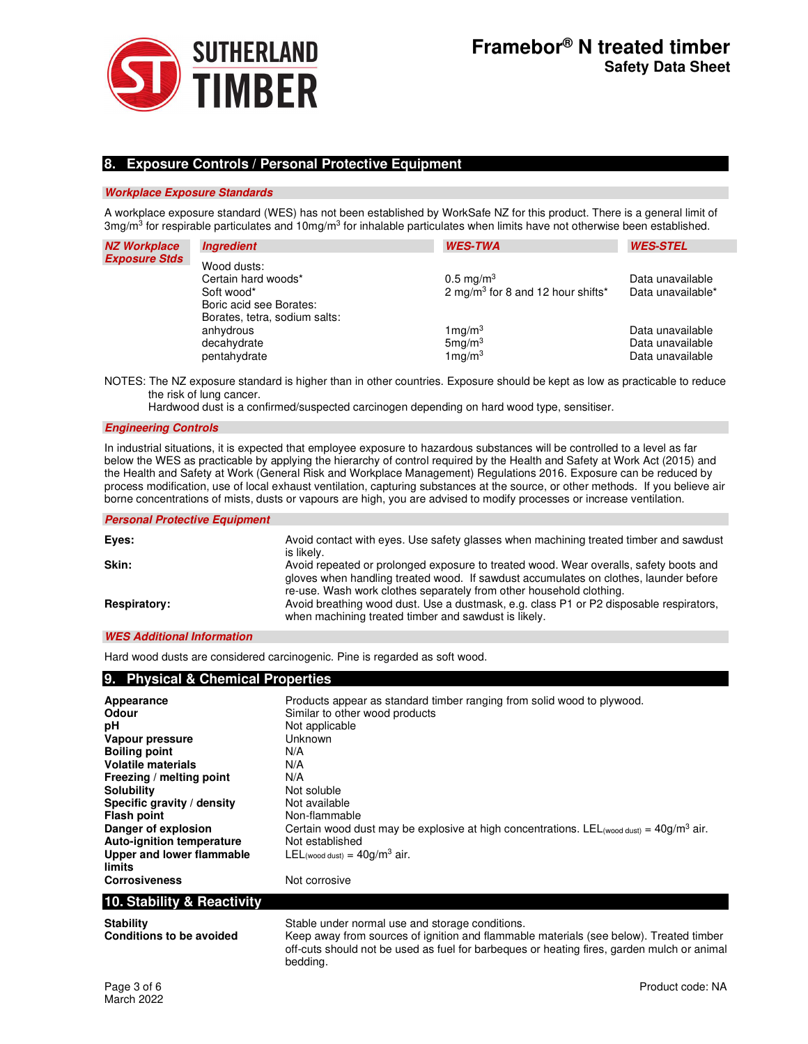## 8. Exposure Controls / Personal Protective Equipment

### *Workplace Exposure Standards*

A workplace exposure standard (WES) has not been established by WorkSafe NZ for this product. There is a general limit of $3 mg/m^3$ for respirable particulates and $10 mg/m^3$ for inhalable particulates when limits have not otherwise been established.

| NZ Workplace Exposure Stds | Ingredient | WES-TWA | WES-STEL |
|---|---|---|---|
| | Wood dusts: | | |
| | Certain hard woods* | $0.5 mg/m^3$ | Data unavailable |
| | Soft wood* | $2 mg/m^3$ for 8 and 12 hour shifts* | Data unavailable* |
| | Boric acid see Borates: | | |
| | Borates, tetra, sodium salts: | | |
| | anhydrous | $1 mg/m^3$ | Data unavailable |
| | decahydrate | $5 mg/m^3$ | Data unavailable |
| | pentahydrate | $1 mg/m^3$ | Data unavailable |

NOTES: The NZ exposure standard is higher than in other countries. Exposure should be kept as low as practicable to reduce the risk of lung cancer.
Hardwood dust is a confirmed/suspected carcinogen depending on hard wood type, sensitiser.

### *Engineering Controls*

In industrial situations, it is expected that employee exposure to hazardous substances will be controlled to a level as far below the WES as practicable by applying the hierarchy of control required by the Health and Safety at Work Act (2015) and the Health and Safety at Work (General Risk and Workplace Management) Regulations 2016. Exposure can be reduced by process modification, use of local exhaust ventilation, capturing substances at the source, or other methods. If you believe air borne concentrations of mists, dusts or vapours are high, you are advised to modify processes or increase ventilation.

### *Personal Protective Equipment*

**Eyes:** Avoid contact with eyes. Use safety glasses when machining treated timber and sawdust is likely.

**Skin:** Avoid repeated or prolonged exposure to treated wood. Wear overalls, safety boots and gloves when handling treated wood. If sawdust accumulates on clothes, launder before re-use. Wash work clothes separately from other household clothing.

**Respiratory:** Avoid breathing wood dust. Use a dustmask, e.g. class P1 or P2 disposable respirators, when machining treated timber and sawdust is likely.

### *WES Additional Information*

Hard wood dusts are considered carcinogenic. Pine is regarded as soft wood.

## 9. Physical & Chemical Properties

| | |
|---|---|
| **Appearance** | Products appear as standard timber ranging from solid wood to plywood. |
| **Odour** | Similar to other wood products |
| **pH** | Not applicable |
| **Vapour pressure** | Unknown |
| **Boiling point** | N/A |
| **Volatile materials** | N/A |
| **Freezing / melting point** | N/A |
| **Solubility** | Not soluble |
| **Specific gravity / density** | Not available |
| **Flash point** | Non-flammable |
| **Danger of explosion** | Certain wood dust may be explosive at high concentrations. $LEL_{(wood\ dust)} = 40 g/m^3$ air. |
| **Auto-ignition temperature** | Not established |
| **Upper and lower flammable limits** | $LEL_{(wood\ dust)} = 40 g/m^3$ air. |
| **Corrosiveness** | Not corrosive |

## 10. Stability & Reactivity

| | |
|---|---|
| **Stability** | Stable under normal use and storage conditions. |
| **Conditions to be avoided** | Keep away from sources of ignition and flammable materials (see below). Treated timber off-cuts should not be used as fuel for barbeques or heating fires, garden mulch or animal bedding. |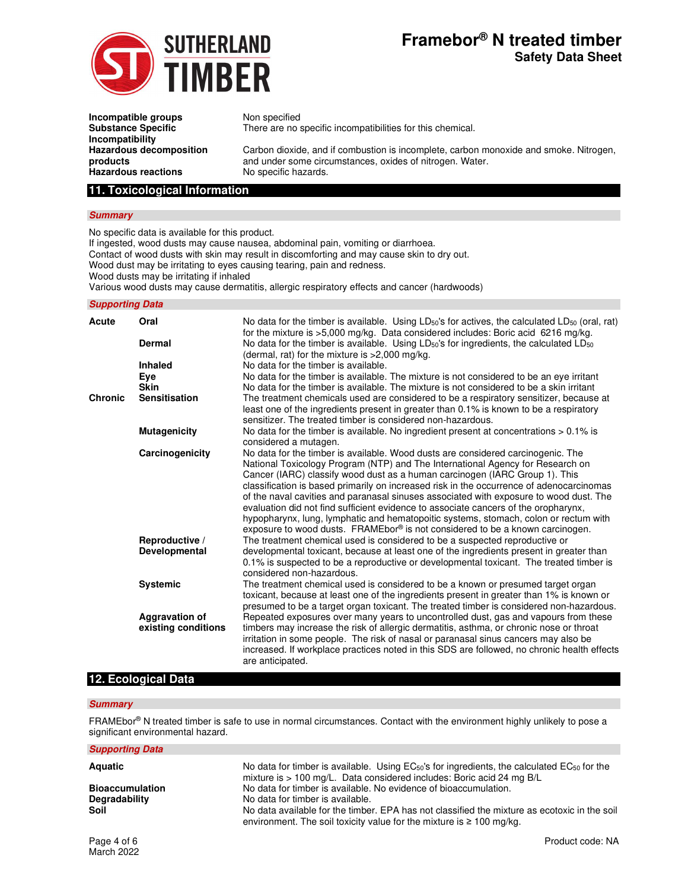| | |
|---|---|
| **Incompatible groups** | Non specified |
| **Substance Specific Incompatibility** | There are no specific incompatibilities for this chemical. |
| **Hazardous decomposition products** | Carbon dioxide, and if combustion is incomplete, carbon monoxide and smoke. Nitrogen, and under some circumstances, oxides of nitrogen. Water. |
| **Hazardous reactions** | No specific hazards. |

## 11. Toxicological Information

### *Summary*

No specific data is available for this product.
If ingested, wood dusts may cause nausea, abdominal pain, vomiting or diarrhoea.
Contact of wood dusts with skin may result in discomforting and may cause skin to dry out.
Wood dust may be irritating to eyes causing tearing, pain and redness.
Wood dusts may be irritating if inhaled
Various wood dusts may cause dermatitis, allergic respiratory effects and cancer (hardwoods)

### *Supporting Data*

| | | |
|---|---|---|
| **Acute** | **Oral** | No data for the timber is available. Using $LD_{50}$'s for actives, the calculated $LD_{50}$ (oral, rat) for the mixture is >5,000 mg/kg. Data considered includes: Boric acid 6216 mg/kg. |
| | **Dermal** | No data for the timber is available. Using $LD_{50}$'s for ingredients, the calculated $LD_{50}$ (dermal, rat) for the mixture is >2,000 mg/kg. |
| | **Inhaled** | No data for the timber is available. |
| | **Eye** | No data for the timber is available. The mixture is not considered to be an eye irritant |
| | **Skin** | No data for the timber is available. The mixture is not considered to be a skin irritant |
| **Chronic** | **Sensitisation** | The treatment chemicals used are considered to be a respiratory sensitizer, because at least one of the ingredients present in greater than 0.1% is known to be a respiratory sensitizer. The treated timber is considered non-hazardous. |
| | **Mutagenicity** | No data for the timber is available. No ingredient present at concentrations > 0.1% is considered a mutagen. |
| | **Carcinogenicity** | No data for the timber is available. Wood dusts are considered carcinogenic. The National Toxicology Program (NTP) and The International Agency for Research on Cancer (IARC) classify wood dust as a human carcinogen (IARC Group 1). This classification is based primarily on increased risk in the occurrence of adenocarcinomas of the naval cavities and paranasal sinuses associated with exposure to wood dust. The evaluation did not find sufficient evidence to associate cancers of the oropharynx, hypopharynx, lung, lymphatic and hematopoitic systems, stomach, colon or rectum with exposure to wood dusts. FRAMEbor® is not considered to be a known carcinogen. |
| | **Reproductive / Developmental** | The treatment chemical used is considered to be a suspected reproductive or developmental toxicant, because at least one of the ingredients present in greater than 0.1% is suspected to be a reproductive or developmental toxicant. The treated timber is considered non-hazardous. |
| | **Systemic** | The treatment chemical used is considered to be a known or presumed target organ toxicant, because at least one of the ingredients present in greater than 1% is known or presumed to be a target organ toxicant. The treated timber is considered non-hazardous. |
| | **Aggravation of existing conditions** | Repeated exposures over many years to uncontrolled dust, gas and vapours from these timbers may increase the risk of allergic dermatitis, asthma, or chronic nose or throat irritation in some people. The risk of nasal or paranasal sinus cancers may also be increased. If workplace practices noted in this SDS are followed, no chronic health effects are anticipated. |

## 12. Ecological Data

### *Summary*

FRAMEbor® N treated timber is safe to use in normal circumstances. Contact with the environment highly unlikely to pose a significant environmental hazard.

### *Supporting Data*

| | |
|---|---|
| **Aquatic** | No data for timber is available. Using $EC_{50}$'s for ingredients, the calculated $EC_{50}$ for the mixture is > 100 mg/L. Data considered includes: Boric acid 24 mg B/L |
| **Bioaccumulation** | No data for timber is available. No evidence of bioaccumulation. |
| **Degradability** | No data for timber is available. |
| **Soil** | No data available for the timber. EPA has not classified the mixture as ecotoxic in the soil environment. The soil toxicity value for the mixture is ≥ 100 mg/kg. |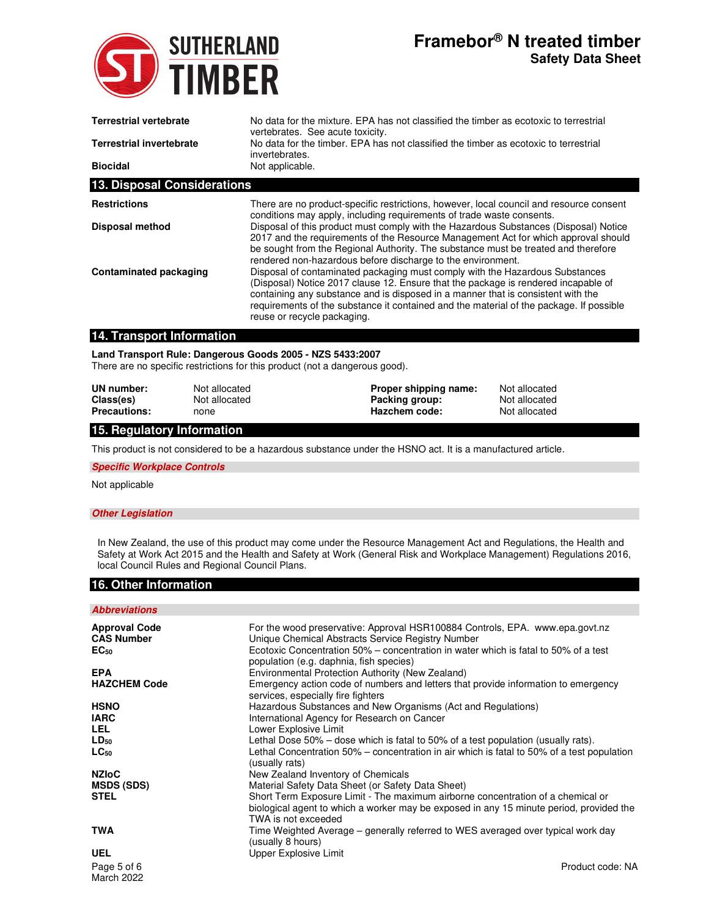| | |
|---|---|
| **Terrestrial vertebrate** | No data for the mixture. EPA has not classified the timber as ecotoxic to terrestrial vertebrates. See acute toxicity. |
| **Terrestrial invertebrate** | No data for the timber. EPA has not classified the timber as ecotoxic to terrestrial invertebrates. |
| **Biocidal** | Not applicable. |

## 13. Disposal Considerations

| | |
|---|---|
| **Restrictions** | There are no product-specific restrictions, however, local council and resource consent conditions may apply, including requirements of trade waste consents. |
| **Disposal method** | Disposal of this product must comply with the Hazardous Substances (Disposal) Notice 2017 and the requirements of the Resource Management Act for which approval should be sought from the Regional Authority. The substance must be treated and therefore rendered non-hazardous before discharge to the environment. |
| **Contaminated packaging** | Disposal of contaminated packaging must comply with the Hazardous Substances (Disposal) Notice 2017 clause 12. Ensure that the package is rendered incapable of containing any substance and is disposed in a manner that is consistent with the requirements of the substance it contained and the material of the package. If possible reuse or recycle packaging. |

## 14. Transport Information

**Land Transport Rule: Dangerous Goods 2005 - NZS 5433:2007**
There are no specific restrictions for this product (not a dangerous good).

| | | | |
|---|---|---|---|
| **UN number:** | Not allocated | **Proper shipping name:** | Not allocated |
| **Class(es)** | Not allocated | **Packing group:** | Not allocated |
| **Precautions:** | none | **Hazchem code:** | Not allocated |

## 15. Regulatory Information

This product is not considered to be a hazardous substance under the HSNO act. It is a manufactured article.

### *Specific Workplace Controls*

Not applicable

### *Other Legislation*

In New Zealand, the use of this product may come under the Resource Management Act and Regulations, the Health and Safety at Work Act 2015 and the Health and Safety at Work (General Risk and Workplace Management) Regulations 2016, local Council Rules and Regional Council Plans.

## 16. Other Information

### *Abbreviations*

| | |
|---|---|
| **Approval Code** | For the wood preservative: Approval HSR100884 Controls, EPA. www.epa.govt.nz |
| **CAS Number** | Unique Chemical Abstracts Service Registry Number |
| **$EC_{50}$** | Ecotoxic Concentration 50% – concentration in water which is fatal to 50% of a test population (e.g. daphnia, fish species) |
| **EPA** | Environmental Protection Authority (New Zealand) |
| **HAZCHEM Code** | Emergency action code of numbers and letters that provide information to emergency services, especially fire fighters |
| **HSNO** | Hazardous Substances and New Organisms (Act and Regulations) |
| **IARC** | International Agency for Research on Cancer |
| **LEL** | Lower Explosive Limit |
| **$LD_{50}$** | Lethal Dose 50% – dose which is fatal to 50% of a test population (usually rats). |
| **$LC_{50}$** | Lethal Concentration 50% – concentration in air which is fatal to 50% of a test population (usually rats) |
| **NZIoC** | New Zealand Inventory of Chemicals |
| **MSDS (SDS)** | Material Safety Data Sheet (or Safety Data Sheet) |
| **STEL** | Short Term Exposure Limit - The maximum airborne concentration of a chemical or biological agent to which a worker may be exposed in any 15 minute period, provided the TWA is not exceeded |
| **TWA** | Time Weighted Average – generally referred to WES averaged over typical work day (usually 8 hours) |
| **UEL** | Upper Explosive Limit |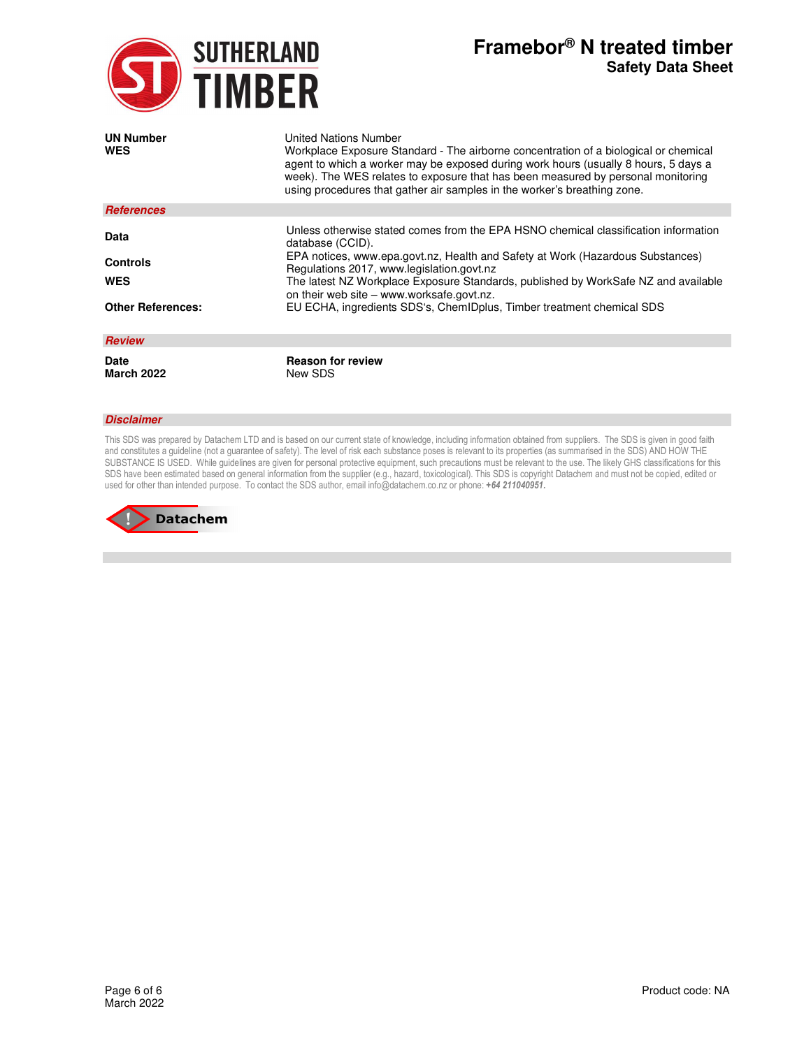| | |
|---|---|
| **UN Number** | United Nations Number |
| **WES** | Workplace Exposure Standard - The airborne concentration of a biological or chemical agent to which a worker may be exposed during work hours (usually 8 hours, 5 days a week). The WES relates to exposure that has been measured by personal monitoring using procedures that gather air samples in the worker's breathing zone. |

## *References*

| | |
|---|---|
| **Data** | Unless otherwise stated comes from the EPA HSNO chemical classification information database (CCID). |
| **Controls** | EPA notices, www.epa.govt.nz, Health and Safety at Work (Hazardous Substances) Regulations 2017, www.legislation.govt.nz |
| **WES** | The latest NZ Workplace Exposure Standards, published by WorkSafe NZ and available on their web site – www.worksafe.govt.nz. |
| **Other References:** | EU ECHA, ingredients SDS's, ChemIDplus, Timber treatment chemical SDS |

## *Review*

| **Date** | **Reason for review** |
|---|---|
| **March 2022** | New SDS |

## *Disclaimer*

This SDS was prepared by Datachem LTD and is based on our current state of knowledge, including information obtained from suppliers. The SDS is given in good faith and constitutes a guideline (not a guarantee of safety). The level of risk each substance poses is relevant to its properties (as summarised in the SDS) AND HOW THE SUBSTANCE IS USED. While guidelines are given for personal protective equipment, such precautions must be relevant to the use. The likely GHS classifications for this SDS have been estimated based on general information from the supplier (e.g., hazard, toxicological). This SDS is copyright Datachem and must not be copied, edited or used for other than intended purpose. To contact the SDS author, email info@datachem.co.nz or phone: ***+64 211040951.***

Datachem

Product code: NA